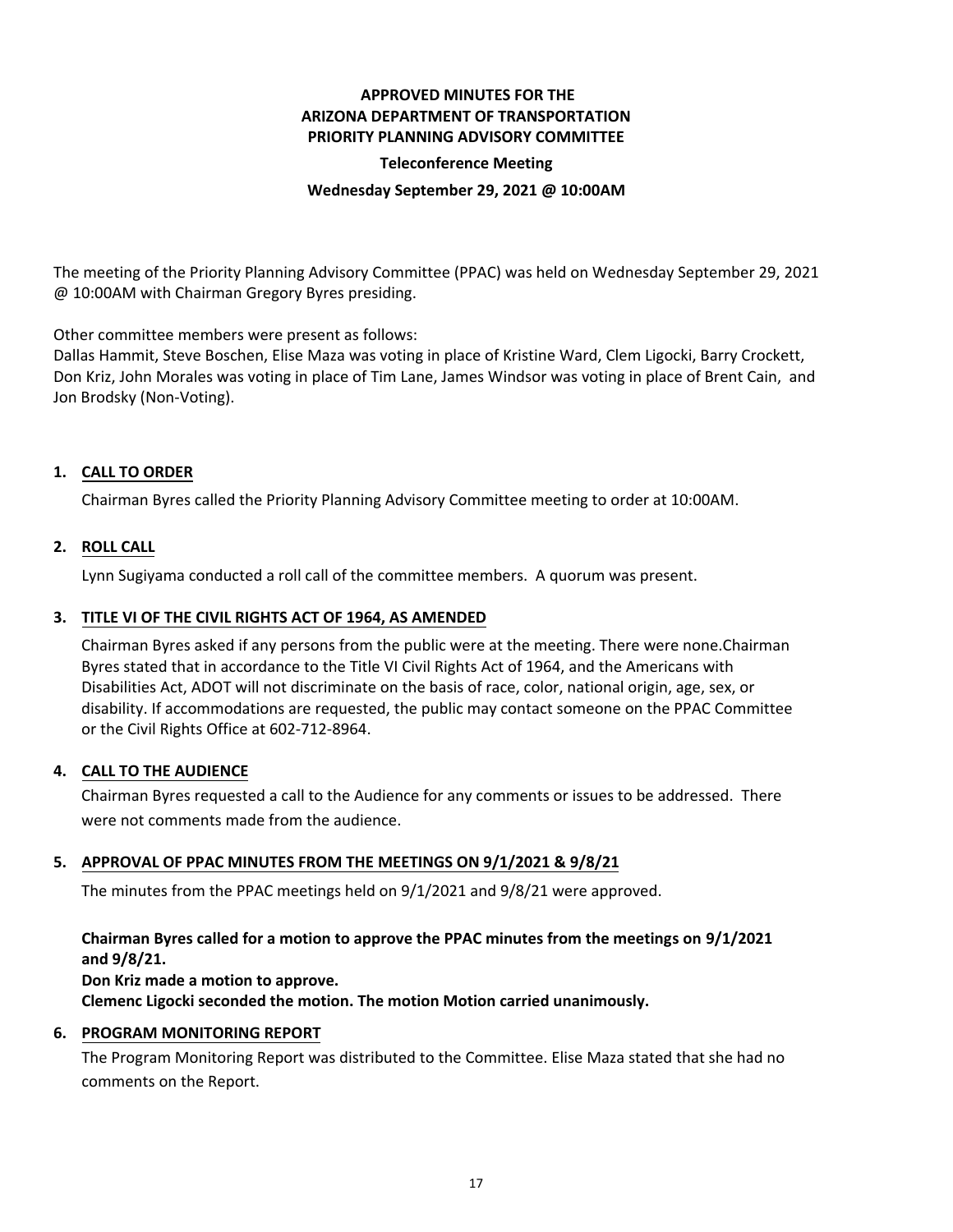# APPROVED MINUTES FOR THE ARIZONA DEPARTMENT OF TRANSPORTATION PRIORITY PLANNING ADVISORY COMMITTEE

**Teleconference Meeting**

**Wednesday September 29, 2021 @ 10:00AM**

The meeting of the Priority Planning Advisory Committee (PPAC) was held on Wednesday September 29, 2021 @ 10:00AM with Chairman Gregory Byres presiding.

Other committee members were present as follows:
Dallas Hammit, Steve Boschen, Elise Maza was voting in place of Kristine Ward, Clem Ligocki, Barry Crockett, Don Kriz, John Morales was voting in place of Tim Lane, James Windsor was voting in place of Brent Cain, and Jon Brodsky (Non-Voting).

1. **CALL TO ORDER**

   Chairman Byres called the Priority Planning Advisory Committee meeting to order at 10:00AM.

2. **ROLL CALL**

   Lynn Sugiyama conducted a roll call of the committee members. A quorum was present.

3. **TITLE VI OF THE CIVIL RIGHTS ACT OF 1964, AS AMENDED**

   Chairman Byres asked if any persons from the public were at the meeting. There were none.Chairman Byres stated that in accordance to the Title VI Civil Rights Act of 1964, and the Americans with Disabilities Act, ADOT will not discriminate on the basis of race, color, national origin, age, sex, or disability. If accommodations are requested, the public may contact someone on the PPAC Committee or the Civil Rights Office at 602-712-8964.

4. **CALL TO THE AUDIENCE**

   Chairman Byres requested a call to the Audience for any comments or issues to be addressed. There were not comments made from the audience.

5. **APPROVAL OF PPAC MINUTES FROM THE MEETINGS ON 9/1/2021 & 9/8/21**

   The minutes from the PPAC meetings held on 9/1/2021 and 9/8/21 were approved.

   **Chairman Byres called for a motion to approve the PPAC minutes from the meetings on 9/1/2021 and 9/8/21.**
   **Don Kriz made a motion to approve.**
   **Clemenc Ligocki seconded the motion. The motion Motion carried unanimously.**

6. **PROGRAM MONITORING REPORT**

   The Program Monitoring Report was distributed to the Committee. Elise Maza stated that she had no comments on the Report.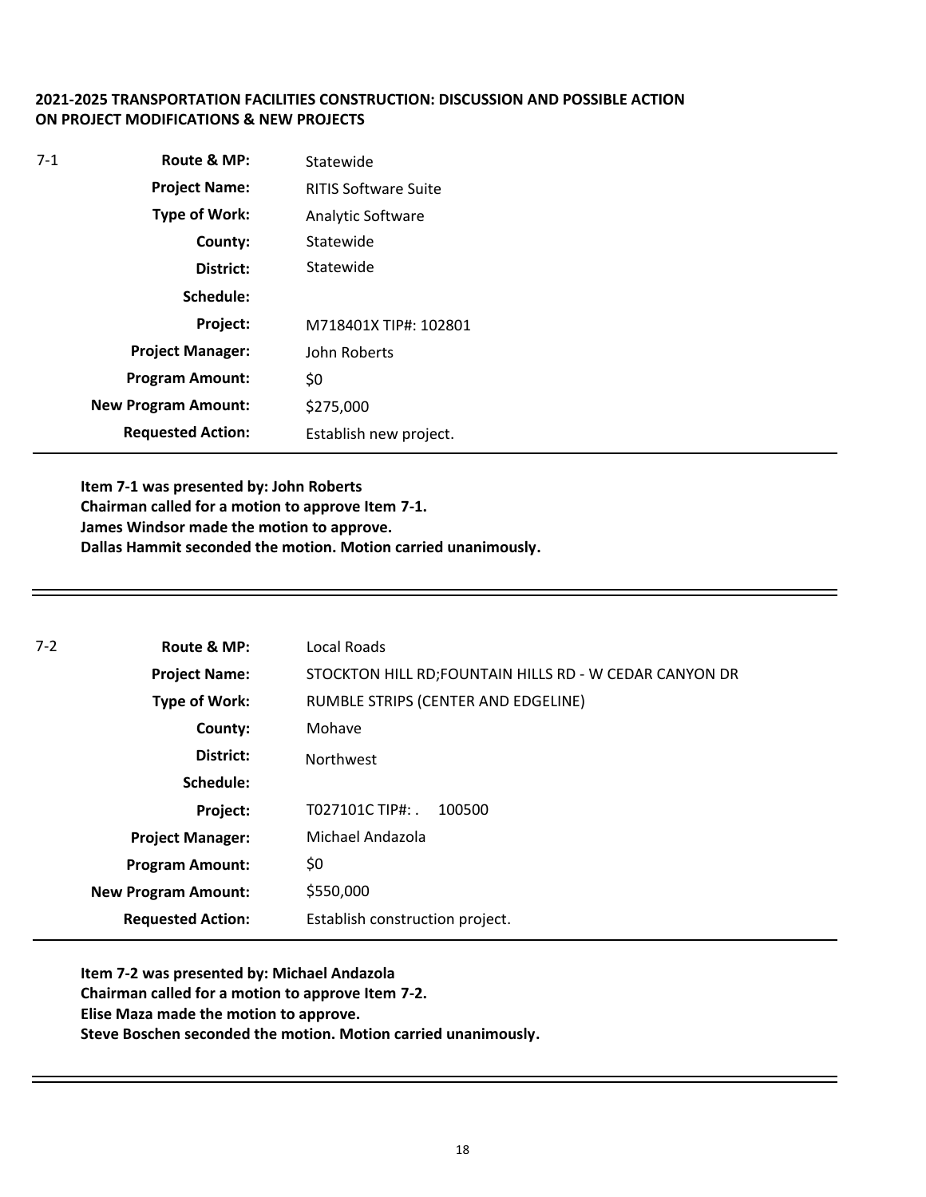**2021-2025 TRANSPORTATION FACILITIES CONSTRUCTION: DISCUSSION AND POSSIBLE ACTION ON PROJECT MODIFICATIONS & NEW PROJECTS**

| 7-1 | | |
|---|---|---|
| | **Route & MP:** | Statewide |
| | **Project Name:** | RITIS Software Suite |
| | **Type of Work:** | Analytic Software |
| | **County:** | Statewide |
| | **District:** | Statewide |
| | **Schedule:** | |
| | **Project:** | M718401X TIP#: 102801 |
| | **Project Manager:** | John Roberts |
| | **Program Amount:** | $0 |
| | **New Program Amount:** | $275,000 |
| | **Requested Action:** | Establish new project. |

**Item 7-1 was presented by: John Roberts**
**Chairman called for a motion to approve Item 7-1.**
**James Windsor made the motion to approve.**
**Dallas Hammit seconded the motion. Motion carried unanimously.**

---

| 7-2 | | |
|---|---|---|
| | **Route & MP:** | Local Roads |
| | **Project Name:** | STOCKTON HILL RD;FOUNTAIN HILLS RD - W CEDAR CANYON DR |
| | **Type of Work:** | RUMBLE STRIPS (CENTER AND EDGELINE) |
| | **County:** | Mohave |
| | **District:** | Northwest |
| | **Schedule:** | |
| | **Project:** | T027101C TIP#: . 100500 |
| | **Project Manager:** | Michael Andazola |
| | **Program Amount:** | $0 |
| | **New Program Amount:** | $550,000 |
| | **Requested Action:** | Establish construction project. |

**Item 7-2 was presented by: Michael Andazola**
**Chairman called for a motion to approve Item 7-2.**
**Elise Maza made the motion to approve.**
**Steve Boschen seconded the motion. Motion carried unanimously.**

---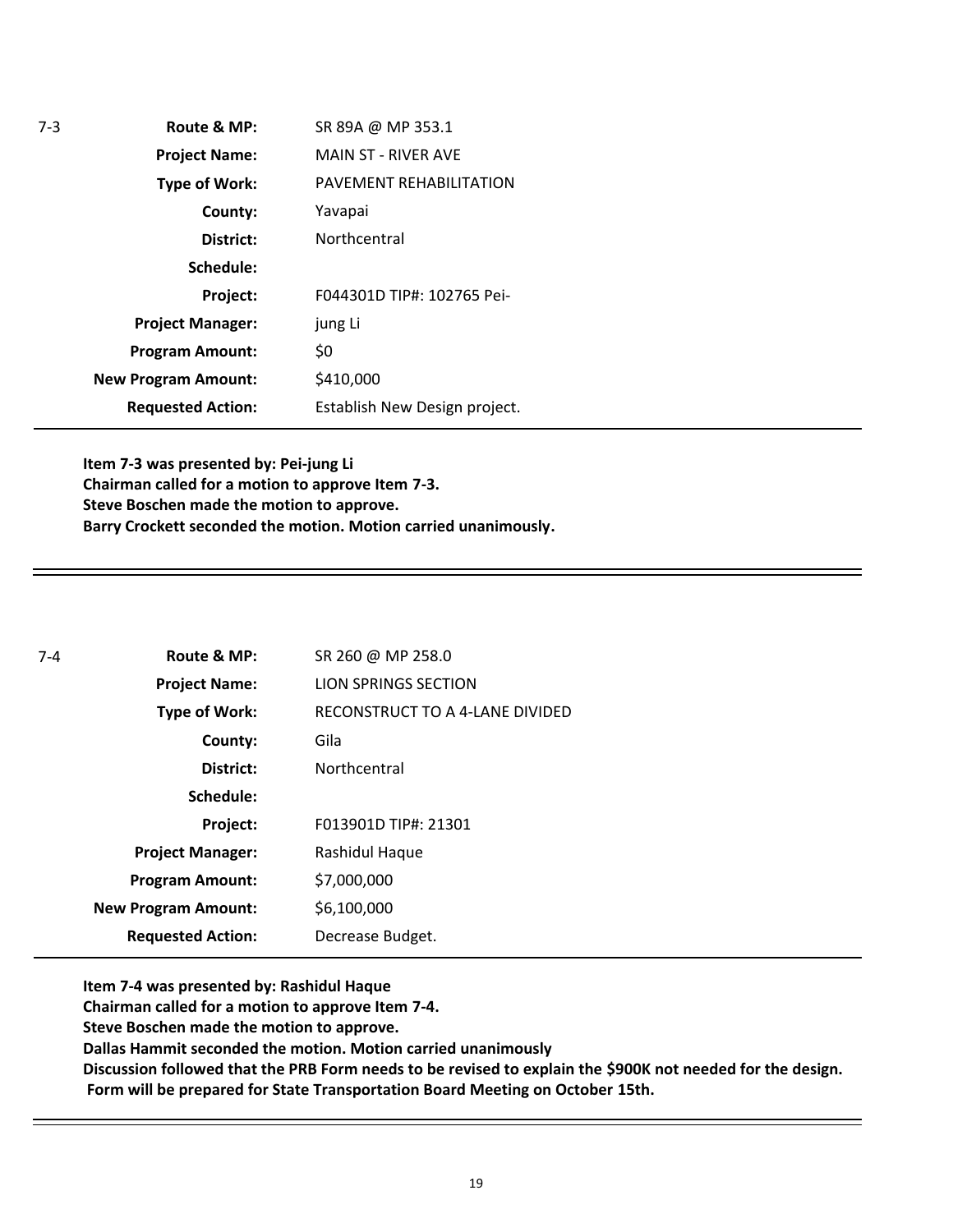| | | |
|---|---|---|
| 7-3 | **Route & MP:** | SR 89A @ MP 353.1 |
| | **Project Name:** | MAIN ST - RIVER AVE |
| | **Type of Work:** | PAVEMENT REHABILITATION |
| | **County:** | Yavapai |
| | **District:** | Northcentral |
| | **Schedule:** | |
| | **Project:** | F044301D TIP#: 102765 Pei- |
| | **Project Manager:** | jung Li |
| | **Program Amount:** | $0 |
| | **New Program Amount:** | $410,000 |
| | **Requested Action:** | Establish New Design project. |

**Item 7-3 was presented by: Pei-jung Li**
**Chairman called for a motion to approve Item 7-3.**
**Steve Boschen made the motion to approve.**
**Barry Crockett seconded the motion. Motion carried unanimously.**

---

| | | |
|---|---|---|
| 7-4 | **Route & MP:** | SR 260 @ MP 258.0 |
| | **Project Name:** | LION SPRINGS SECTION |
| | **Type of Work:** | RECONSTRUCT TO A 4-LANE DIVIDED |
| | **County:** | Gila |
| | **District:** | Northcentral |
| | **Schedule:** | |
| | **Project:** | F013901D TIP#: 21301 |
| | **Project Manager:** | Rashidul Haque |
| | **Program Amount:** | $7,000,000 |
| | **New Program Amount:** | $6,100,000 |
| | **Requested Action:** | Decrease Budget. |

**Item 7-4 was presented by: Rashidul Haque**
**Chairman called for a motion to approve Item 7-4.**
**Steve Boschen made the motion to approve.**
**Dallas Hammit seconded the motion. Motion carried unanimously**
**Discussion followed that the PRB Form needs to be revised to explain the $900K not needed for the design.**
**Form will be prepared for State Transportation Board Meeting on October 15th.**

---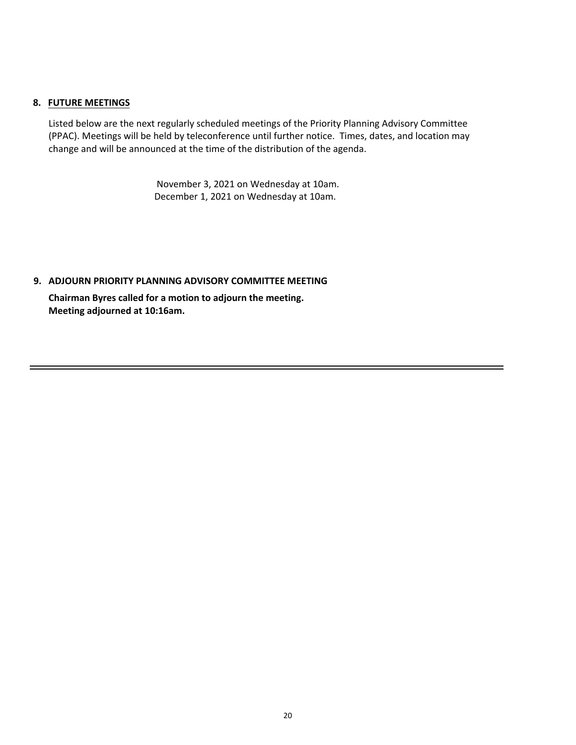**8. <u>FUTURE MEETINGS</u>**

Listed below are the next regularly scheduled meetings of the Priority Planning Advisory Committee (PPAC). Meetings will be held by teleconference until further notice. Times, dates, and location may change and will be announced at the time of the distribution of the agenda.

November 3, 2021 on Wednesday at 10am.
December 1, 2021 on Wednesday at 10am.

**9. ADJOURN PRIORITY PLANNING ADVISORY COMMITTEE MEETING**

**Chairman Byres called for a motion to adjourn the meeting.**
**Meeting adjourned at 10:16am.**

---